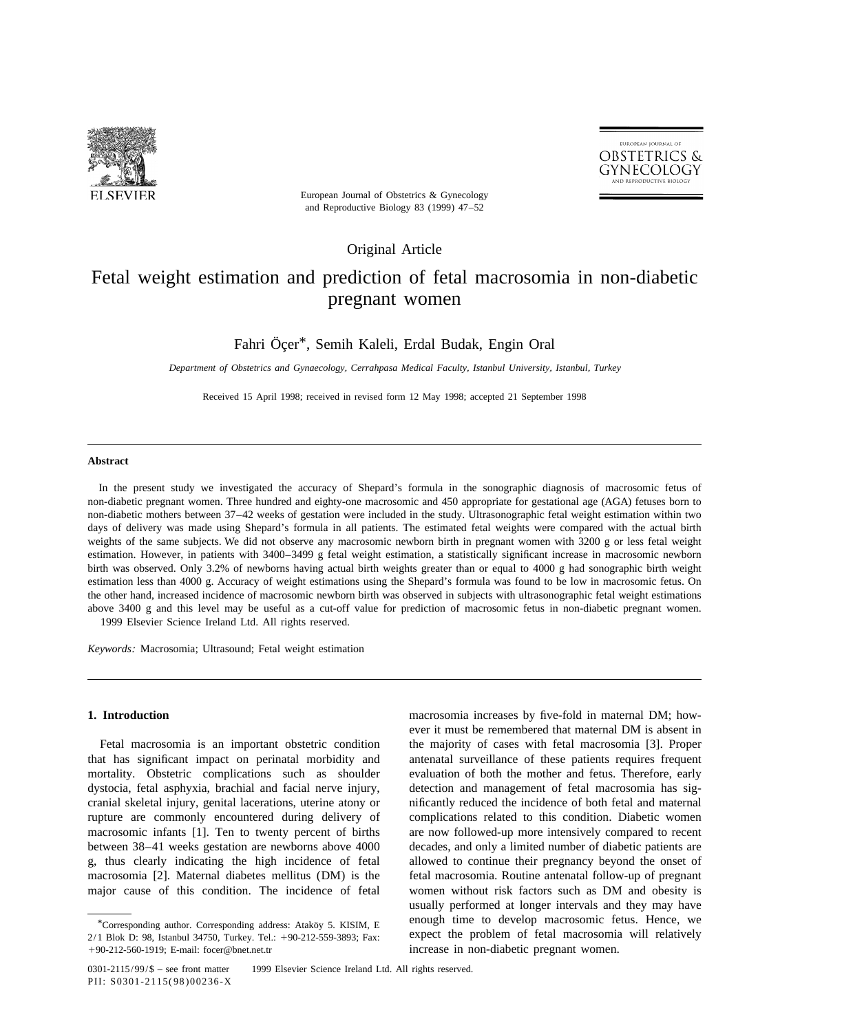Original Article

# Fetal weight estimation and prediction of fetal macrosomia in non-diabetic pregnant women

Fahri Öçer*, Semih Kaleli, Erdal Budak, Engin Oral

*Department of Obstetrics and Gynaecology, Cerrahpasa Medical Faculty, Istanbul University, Istanbul, Turkey*

Received 15 April 1998; received in revised form 12 May 1998; accepted 21 September 1998

## Abstract

In the present study we investigated the accuracy of Shepard's formula in the sonographic diagnosis of macrosomic fetus of non-diabetic pregnant women. Three hundred and eighty-one macrosomic and 450 appropriate for gestational age (AGA) fetuses born to non-diabetic mothers between 37–42 weeks of gestation were included in the study. Ultrasonographic fetal weight estimation within two days of delivery was made using Shepard's formula in all patients. The estimated fetal weights were compared with the actual birth weights of the same subjects. We did not observe any macrosomic newborn birth in pregnant women with 3200 g or less fetal weight estimation. However, in patients with 3400–3499 g fetal weight estimation, a statistically significant increase in macrosomic newborn birth was observed. Only 3.2% of newborns having actual birth weights greater than or equal to 4000 g had sonographic birth weight estimation less than 4000 g. Accuracy of weight estimations using the Shepard's formula was found to be low in macrosomic fetus. On the other hand, increased incidence of macrosomic newborn birth was observed in subjects with ultrasonographic fetal weight estimations above 3400 g and this level may be useful as a cut-off value for prediction of macrosomic fetus in non-diabetic pregnant women. 1999 Elsevier Science Ireland Ltd. All rights reserved.

*Keywords:* Macrosomia; Ultrasound; Fetal weight estimation

## 1. Introduction

Fetal macrosomia is an important obstetric condition that has significant impact on perinatal morbidity and mortality. Obstetric complications such as shoulder dystocia, fetal asphyxia, brachial and facial nerve injury, cranial skeletal injury, genital lacerations, uterine atony or rupture are commonly encountered during delivery of macrosomic infants [1]. Ten to twenty percent of births between 38–41 weeks gestation are newborns above 4000 g, thus clearly indicating the high incidence of fetal macrosomia [2]. Maternal diabetes mellitus (DM) is the major cause of this condition. The incidence of fetal macrosomia increases by five-fold in maternal DM; however it must be remembered that maternal DM is absent in the majority of cases with fetal macrosomia [3]. Proper antenatal surveillance of these patients requires frequent evaluation of both the mother and fetus. Therefore, early detection and management of fetal macrosomia has significantly reduced the incidence of both fetal and maternal complications related to this condition. Diabetic women are now followed-up more intensively compared to recent decades, and only a limited number of diabetic patients are allowed to continue their pregnancy beyond the onset of fetal macrosomia. Routine antenatal follow-up of pregnant women without risk factors such as DM and obesity is usually performed at longer intervals and they may have enough time to develop macrosomic fetus. Hence, we expect the problem of fetal macrosomia will relatively increase in non-diabetic pregnant women.

*Corresponding author. Corresponding address: Ataköy 5. KISIM, E 2/1 Blok D: 98, Istanbul 34750, Turkey. Tel.: +90-212-559-3893; Fax: +90-212-560-1919; E-mail: focer@bnet.net.tr

0301-2115/99/$ – see front matter 1999 Elsevier Science Ireland Ltd. All rights reserved.
PII: S0301-2115(98)00236-X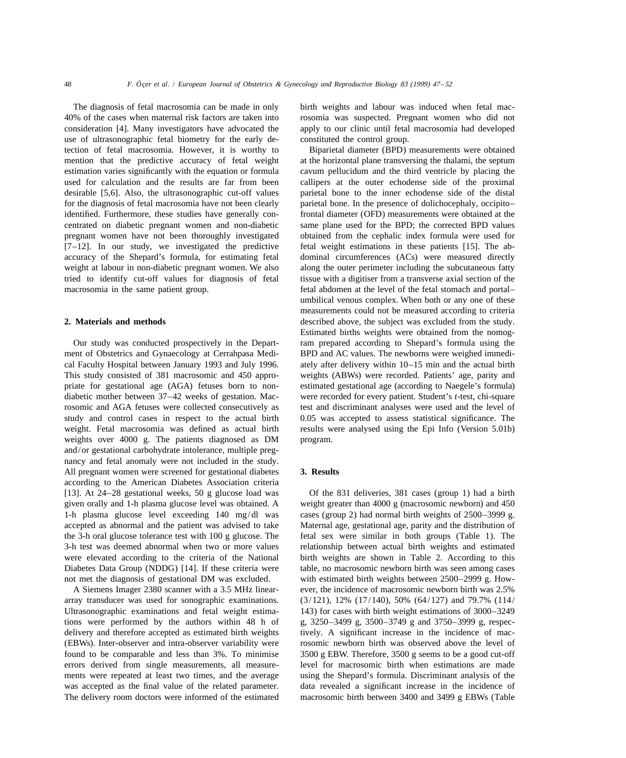The diagnosis of fetal macrosomia can be made in only 40% of the cases when maternal risk factors are taken into consideration [4]. Many investigators have advocated the use of ultrasonographic fetal biometry for the early detection of fetal macrosomia. However, it is worthy to mention that the predictive accuracy of fetal weight estimation varies significantly with the equation or formula used for calculation and the results are far from been desirable [5,6]. Also, the ultrasonographic cut-off values for the diagnosis of fetal macrosomia have not been clearly identified. Furthermore, these studies have generally concentrated on diabetic pregnant women and non-diabetic pregnant women have not been thoroughly investigated [7–12]. In our study, we investigated the predictive accuracy of the Shepard's formula, for estimating fetal weight at labour in non-diabetic pregnant women. We also tried to identify cut-off values for diagnosis of fetal macrosomia in the same patient group.

## 2. Materials and methods

Our study was conducted prospectively in the Department of Obstetrics and Gynaecology at Cerrahpasa Medical Faculty Hospital between January 1993 and July 1996. This study consisted of 381 macrosomic and 450 appropriate for gestational age (AGA) fetuses born to non-diabetic mother between 37–42 weeks of gestation. Macrosomic and AGA fetuses were collected consecutively as study and control cases in respect to the actual birth weight. Fetal macrosomia was defined as actual birth weights over 4000 g. The patients diagnosed as DM and/or gestational carbohydrate intolerance, multiple pregnancy and fetal anomaly were not included in the study. All pregnant women were screened for gestational diabetes according to the American Diabetes Association criteria [13]. At 24–28 gestational weeks, 50 g glucose load was given orally and 1-h plasma glucose level was obtained. A 1-h plasma glucose level exceeding 140 mg/dl was accepted as abnormal and the patient was advised to take the 3-h oral glucose tolerance test with 100 g glucose. The 3-h test was deemed abnormal when two or more values were elevated according to the criteria of the National Diabetes Data Group (NDDG) [14]. If these criteria were not met the diagnosis of gestational DM was excluded.

A Siemens Imager 2380 scanner with a 3.5 MHz linear-array transducer was used for sonographic examinations. Ultrasonographic examinations and fetal weight estimations were performed by the authors within 48 h of delivery and therefore accepted as estimated birth weights (EBWs). Inter-observer and intra-observer variability were found to be comparable and less than 3%. To minimise errors derived from single measurements, all measurements were repeated at least two times, and the average was accepted as the final value of the related parameter. The delivery room doctors were informed of the estimated birth weights and labour was induced when fetal macrosomia was suspected. Pregnant women who did not apply to our clinic until fetal macrosomia had developed constituted the control group.

Biparietal diameter (BPD) measurements were obtained at the horizontal plane transversing the thalami, the septum cavum pellucidum and the third ventricle by placing the callipers at the outer echodense side of the proximal parietal bone to the inner echodense side of the distal parietal bone. In the presence of dolichocephaly, occipito–frontal diameter (OFD) measurements were obtained at the same plane used for the BPD; the corrected BPD values obtained from the cephalic index formula were used for fetal weight estimations in these patients [15]. The abdominal circumferences (ACs) were measured directly along the outer perimeter including the subcutaneous fatty tissue with a digitiser from a transverse axial section of the fetal abdomen at the level of the fetal stomach and portal–umbilical venous complex. When both or any one of these measurements could not be measured according to criteria described above, the subject was excluded from the study. Estimated births weights were obtained from the nomogram prepared according to Shepard's formula using the BPD and AC values. The newborns were weighed immediately after delivery within 10–15 min and the actual birth weights (ABWs) were recorded. Patients' age, parity and estimated gestational age (according to Naegele's formula) were recorded for every patient. Student's *t*-test, chi-square test and discriminant analyses were used and the level of 0.05 was accepted to assess statistical significance. The results were analysed using the Epi Info (Version 5.01b) program.

## 3. Results

Of the 831 deliveries, 381 cases (group 1) had a birth weight greater than 4000 g (macrosomic newborn) and 450 cases (group 2) had normal birth weights of 2500–3999 g. Maternal age, gestational age, parity and the distribution of fetal sex were similar in both groups (Table 1). The relationship between actual birth weights and estimated birth weights are shown in Table 2. According to this table, no macrosomic newborn birth was seen among cases with estimated birth weights between 2500–2999 g. However, the incidence of macrosomic newborn birth was 2.5% (3/121), 12% (17/140), 50% (64/127) and 79.7% (114/143) for cases with birth weight estimations of 3000–3249 g, 3250–3499 g, 3500–3749 g and 3750–3999 g, respectively. A significant increase in the incidence of macrosomic newborn birth was observed above the level of 3500 g EBW. Therefore, 3500 g seems to be a good cut-off level for macrosomic birth when estimations are made using the Shepard's formula. Discriminant analysis of the data revealed a significant increase in the incidence of macrosomic birth between 3400 and 3499 g EBWs (Table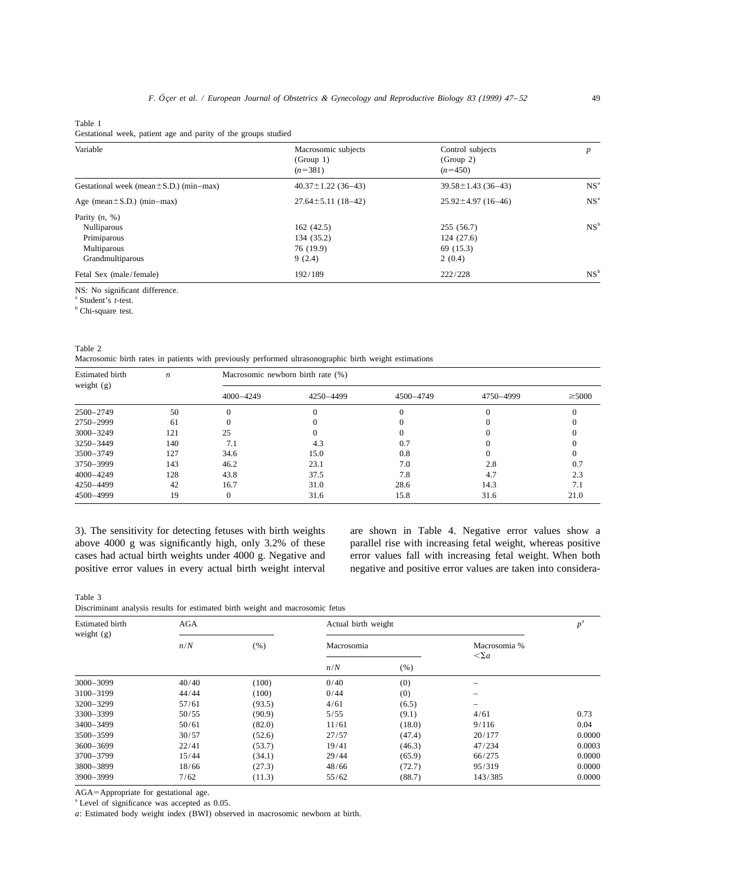Table 1
Gestational week, patient age and parity of the groups studied

| Variable | Macrosomic subjects (Group 1) ($n$=381) | Control subjects (Group 2) ($n$=450) | $p$ |
|---|---|---|---|
| Gestational week (mean±S.D.) (min–max) | 40.37±1.22 (36–43) | 39.58±1.43 (36–43) | NS[a] |
| Age (mean±S.D.) (min–max) | 27.64±5.11 (18–42) | 25.92±4.97 (16–46) | NS[a] |
| Parity ($n$, %) | | | |
| Nulliparous | 162 (42.5) | 255 (56.7) | NS[b] |
| Primiparous | 134 (35.2) | 124 (27.6) | |
| Multiparous | 76 (19.9) | 69 (15.3) | |
| Grandmultiparous | 9 (2.4) | 2 (0.4) | |
| Fetal Sex (male/female) | 192/189 | 222/228 | NS[b] |

NS: No significant difference.
[a] Student's $t$-test.
[b] Chi-square test.

Table 2
Macrosomic birth rates in patients with previously performed ultrasonographic birth weight estimations

| Estimated birth weight (g) | $n$ | Macrosomic newborn birth rate (%) | | | | |
|---|---|---|---|---|---|---|
| | | 4000–4249 | 4250–4499 | 4500–4749 | 4750–4999 | ≥5000 |
| 2500–2749 | 50 | 0 | 0 | 0 | 0 | 0 |
| 2750–2999 | 61 | 0 | 0 | 0 | 0 | 0 |
| 3000–3249 | 121 | 25 | 0 | 0 | 0 | 0 |
| 3250–3449 | 140 | 7.1 | 4.3 | 0.7 | 0 | 0 |
| 3500–3749 | 127 | 34.6 | 15.0 | 0.8 | 0 | 0 |
| 3750–3999 | 143 | 46.2 | 23.1 | 7.0 | 2.8 | 0.7 |
| 4000–4249 | 128 | 43.8 | 37.5 | 7.8 | 4.7 | 2.3 |
| 4250–4499 | 42 | 16.7 | 31.0 | 28.6 | 14.3 | 7.1 |
| 4500–4999 | 19 | 0 | 31.6 | 15.8 | 31.6 | 21.0 |

3). The sensitivity for detecting fetuses with birth weights above 4000 g was significantly high, only 3.2% of these cases had actual birth weights under 4000 g. Negative and positive error values in every actual birth weight interval are shown in Table 4. Negative error values show a parallel rise with increasing fetal weight, whereas positive error values fall with increasing fetal weight. When both negative and positive error values are taken into considera-

Table 3
Discriminant analysis results for estimated birth weight and macrosomic fetus

| Estimated birth weight (g) | AGA | | Actual birth weight | | | $p$[a] |
|---|---|---|---|---|---|---|
| | $n/N$ | (%) | Macrosomia | | Macrosomia % $<\Sigma a$ | |
| | | | $n/N$ | (%) | | |
| 3000–3099 | 40/40 | (100) | 0/40 | (0) | – | |
| 3100–3199 | 44/44 | (100) | 0/44 | (0) | – | |
| 3200–3299 | 57/61 | (93.5) | 4/61 | (6.5) | – | |
| 3300–3399 | 50/55 | (90.9) | 5/55 | (9.1) | 4/61 | 0.73 |
| 3400–3499 | 50/61 | (82.0) | 11/61 | (18.0) | 9/116 | 0.04 |
| 3500–3599 | 30/57 | (52.6) | 27/57 | (47.4) | 20/177 | 0.0000 |
| 3600–3699 | 22/41 | (53.7) | 19/41 | (46.3) | 47/234 | 0.0003 |
| 3700–3799 | 15/44 | (34.1) | 29/44 | (65.9) | 66/275 | 0.0000 |
| 3800–3899 | 18/66 | (27.3) | 48/66 | (72.7) | 95/319 | 0.0000 |
| 3900–3999 | 7/62 | (11.3) | 55/62 | (88.7) | 143/385 | 0.0000 |

AGA=Appropriate for gestational age.
[a] Level of significance was accepted as 0.05.
$a$: Estimated body weight index (BWI) observed in macrosomic newborn at birth.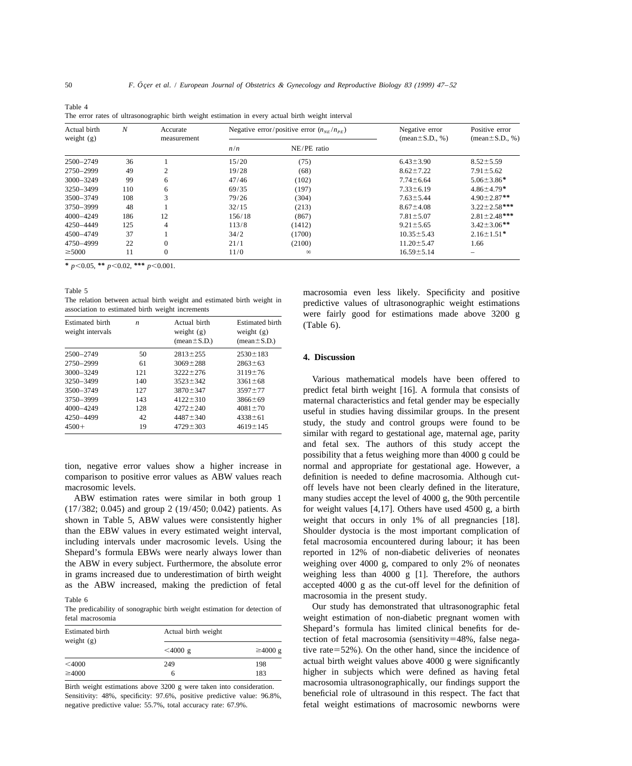Table 4

The error rates of ultrasonographic birth weight estimation in every actual birth weight interval

| Actual birth weight (g) | $N$ | Accurate measurement | Negative error/positive error ($n_{NE}/n_{PE}$) | | Negative error (mean±S.D., %) | Positive error (mean±S.D., %) |
|---|---|---|---|---|---|---|
| | | | $n/n$ | NE/PE ratio | | |
| 2500–2749 | 36 | 1 | 15/20 | (75) | 6.43±3.90 | 8.52±5.59 |
| 2750–2999 | 49 | 2 | 19/28 | (68) | 8.62±7.22 | 7.91±5.62 |
| 3000–3249 | 99 | 6 | 47/46 | (102) | 7.74±6.64 | 5.06±3.86* |
| 3250–3499 | 110 | 6 | 69/35 | (197) | 7.33±6.19 | 4.86±4.79* |
| 3500–3749 | 108 | 3 | 79/26 | (304) | 7.63±5.44 | 4.90±2.87** |
| 3750–3999 | 48 | 1 | 32/15 | (213) | 8.67±4.08 | 3.22±2.58*** |
| 4000–4249 | 186 | 12 | 156/18 | (867) | 7.81±5.07 | 2.81±2.48*** |
| 4250–4449 | 125 | 4 | 113/8 | (1412) | 9.21±5.65 | 3.42±3.06** |
| 4500–4749 | 37 | 1 | 34/2 | (1700) | 10.35±5.43 | 2.16±1.51* |
| 4750–4999 | 22 | 0 | 21/1 | (2100) | 11.20±5.47 | 1.66 |
| ≥5000 | 11 | 0 | 11/0 | ∞ | 16.59±5.14 | – |

* $p<0.05$, ** $p<0.02$, *** $p<0.001$.

Table 5

The relation between actual birth weight and estimated birth weight in association to estimated birth weight increments

| Estimated birth weight intervals | $n$ | Actual birth weight (g) (mean±S.D.) | Estimated birth weight (g) (mean±S.D.) |
|---|---|---|---|
| 2500–2749 | 50 | 2813±255 | 2530±183 |
| 2750–2999 | 61 | 3069±288 | 2863±63 |
| 3000–3249 | 121 | 3222±276 | 3119±76 |
| 3250–3499 | 140 | 3523±342 | 3361±68 |
| 3500–3749 | 127 | 3870±347 | 3597±77 |
| 3750–3999 | 143 | 4122±310 | 3866±69 |
| 4000–4249 | 128 | 4272±240 | 4081±70 |
| 4250–4499 | 42 | 4487±340 | 4338±61 |
| 4500+ | 19 | 4729±303 | 4619±145 |

tion, negative error values show a higher increase in comparison to positive error values as ABW values reach macrosomic levels.

ABW estimation rates were similar in both group 1 (17/382; 0.045) and group 2 (19/450; 0.042) patients. As shown in Table 5, ABW values were consistently higher than the EBW values in every estimated weight interval, including intervals under macrosomic levels. Using the Shepard's formula EBWs were nearly always lower than the ABW in every subject. Furthermore, the absolute error in grams increased due to underestimation of birth weight as the ABW increased, making the prediction of fetal macrosomia even less likely. Specificity and positive predictive values of ultrasonographic weight estimations were fairly good for estimations made above 3200 g (Table 6).

Table 6

The predicability of sonographic birth weight estimation for detection of fetal macrosomia

| Estimated birth weight (g) | Actual birth weight | |
|---|---|---|
| | <4000 g | ≥4000 g |
| <4000 | 249 | 198 |
| ≥4000 | 6 | 183 |

Birth weight estimations above 3200 g were taken into consideration. Sensitivity: 48%, specificity: 97.6%, positive predictive value: 96.8%, negative predictive value: 55.7%, total accuracy rate: 67.9%.

## 4. Discussion

Various mathematical models have been offered to predict fetal birth weight [16]. A formula that consists of maternal characteristics and fetal gender may be especially useful in studies having dissimilar groups. In the present study, the study and control groups were found to be similar with regard to gestational age, maternal age, parity and fetal sex. The authors of this study accept the possibility that a fetus weighing more than 4000 g could be normal and appropriate for gestational age. However, a definition is needed to define macrosomia. Although cut-off levels have not been clearly defined in the literature, many studies accept the level of 4000 g, the 90th percentile for weight values [4,17]. Others have used 4500 g, a birth weight that occurs in only 1% of all pregnancies [18]. Shoulder dystocia is the most important complication of fetal macrosomia encountered during labour; it has been reported in 12% of non-diabetic deliveries of neonates weighing over 4000 g, compared to only 2% of neonates weighing less than 4000 g [1]. Therefore, the authors accepted 4000 g as the cut-off level for the definition of macrosomia in the present study.

Our study has demonstrated that ultrasonographic fetal weight estimation of non-diabetic pregnant women with Shepard's formula has limited clinical benefits for detection of fetal macrosomia (sensitivity=48%, false negative rate=52%). On the other hand, since the incidence of actual birth weight values above 4000 g were significantly higher in subjects which were defined as having fetal macrosomia ultrasonographically, our findings support the beneficial role of ultrasound in this respect. The fact that fetal weight estimations of macrosomic newborns were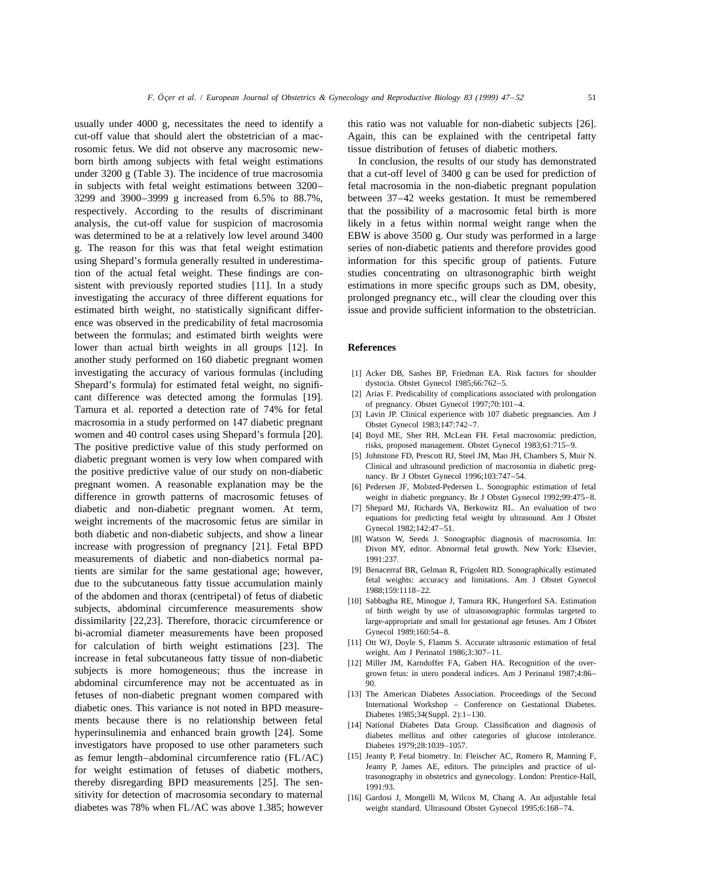usually under 4000 g, necessitates the need to identify a cut-off value that should alert the obstetrician of a macrosomic fetus. We did not observe any macrosomic newborn birth among subjects with fetal weight estimations under 3200 g (Table 3). The incidence of true macrosomia in subjects with fetal weight estimations between 3200–3299 and 3900–3999 g increased from 6.5% to 88.7%, respectively. According to the results of discriminant analysis, the cut-off value for suspicion of macrosomia was determined to be at a relatively low level around 3400 g. The reason for this was that fetal weight estimation using Shepard's formula generally resulted in underestimation of the actual fetal weight. These findings are consistent with previously reported studies [11]. In a study investigating the accuracy of three different equations for estimated birth weight, no statistically significant difference was observed in the predicability of fetal macrosomia between the formulas; and estimated birth weights were lower than actual birth weights in all groups [12]. In another study performed on 160 diabetic pregnant women investigating the accuracy of various formulas (including Shepard's formula) for estimated fetal weight, no significant difference was detected among the formulas [19]. Tamura et al. reported a detection rate of 74% for fetal macrosomia in a study performed on 147 diabetic pregnant women and 40 control cases using Shepard's formula [20]. The positive predictive value of this study performed on diabetic pregnant women is very low when compared with the positive predictive value of our study on non-diabetic pregnant women. A reasonable explanation may be the difference in growth patterns of macrosomic fetuses of diabetic and non-diabetic pregnant women. At term, weight increments of the macrosomic fetus are similar in both diabetic and non-diabetic subjects, and show a linear increase with progression of pregnancy [21]. Fetal BPD measurements of diabetic and non-diabetics normal patients are similar for the same gestational age; however, due to the subcutaneous fatty tissue accumulation mainly of the abdomen and thorax (centripetal) of fetus of diabetic subjects, abdominal circumference measurements show dissimilarity [22,23]. Therefore, thoracic circumference or bi-acromial diameter measurements have been proposed for calculation of birth weight estimations [23]. The increase in fetal subcutaneous fatty tissue of non-diabetic subjects is more homogeneous; thus the increase in abdominal circumference may not be accentuated as in fetuses of non-diabetic pregnant women compared with diabetic ones. This variance is not noted in BPD measurements because there is no relationship between fetal hyperinsulinemia and enhanced brain growth [24]. Some investigators have proposed to use other parameters such as femur length–abdominal circumference ratio (FL/AC) for weight estimation of fetuses of diabetic mothers, thereby disregarding BPD measurements [25]. The sensitivity for detection of macrosomia secondary to maternal diabetes was 78% when FL/AC was above 1.385; however this ratio was not valuable for non-diabetic subjects [26]. Again, this can be explained with the centripetal fatty tissue distribution of fetuses of diabetic mothers.

In conclusion, the results of our study has demonstrated that a cut-off level of 3400 g can be used for prediction of fetal macrosomia in the non-diabetic pregnant population between 37–42 weeks gestation. It must be remembered that the possibility of a macrosomic fetal birth is more likely in a fetus within normal weight range when the EBW is above 3500 g. Our study was performed in a large series of non-diabetic patients and therefore provides good information for this specific group of patients. Future studies concentrating on ultrasonographic birth weight estimations in more specific groups such as DM, obesity, prolonged pregnancy etc., will clear the clouding over this issue and provide sufficient information to the obstetrician.

## References

[1] Acker DB, Sashes BP, Friedman EA. Risk factors for shoulder dystocia. Obstet Gynecol 1985;66:762–5.

[2] Arias F. Predicability of complications associated with prolongation of pregnancy. Obstet Gynecol 1997;70:101–4.

[3] Lavin JP. Clinical experience with 107 diabetic pregnancies. Am J Obstet Gynecol 1983;147:742–7.

[4] Boyd ME, Sher RH, McLean FH. Fetal macrosomia: prediction, risks, proposed management. Obstet Gynecol 1983;61:715–9.

[5] Johnstone FD, Prescott RJ, Steel JM, Mao JH, Chambers S, Muir N. Clinical and ultrasound prediction of macrosomia in diabetic pregnancy. Br J Obstet Gynecol 1996;103:747–54.

[6] Pedersen JF, Molsted-Pedersen L. Sonographic estimation of fetal weight in diabetic pregnancy. Br J Obstet Gynecol 1992;99:475–8.

[7] Shepard MJ, Richards VA, Berkowitz RL. An evaluation of two equations for predicting fetal weight by ultrasound. Am J Obstet Gynecol 1982;142:47–51.

[8] Watson W, Seeds J. Sonographic diagnosis of macrosomia. In: Divon MY, editor. Abnormal fetal growth. New York: Elsevier, 1991:237.

[9] Benacerraf BR, Gelman R, Frigolett RD. Sonographically estimated fetal weights: accuracy and limitations. Am J Obstet Gynecol 1988;159:1118–22.

[10] Sabbagha RE, Minogue J, Tamura RK, Hungerford SA. Estimation of birth weight by use of ultrasonographic formulas targeted to large-appropriate and small for gestational age fetuses. Am J Obstet Gynecol 1989;160:54–8.

[11] Ott WJ, Doyle S, Flamm S. Accurate ultrasonic estimation of fetal weight. Am J Perinatol 1986;3:307–11.

[12] Miller JM, Karndoffer FA, Gabert HA. Recognition of the overgrown fetus: in utero ponderal indices. Am J Perinatol 1987;4:86–90.

[13] The American Diabetes Association. Proceedings of the Second International Workshop – Conference on Gestational Diabetes. Diabetes 1985;34(Suppl. 2):1–130.

[14] National Diabetes Data Group. Classification and diagnosis of diabetes mellitus and other categories of glucose intolerance. Diabetes 1979;28:1039–1057.

[15] Jeanty P, Fetal biometry. In: Fleischer AC, Romero R, Manning F, Jeanty P, James AE, editors. The principles and practice of ultrasonography in obstetrics and gynecology. London: Prentice-Hall, 1991:93.

[16] Gardosi J, Mongelli M, Wilcox M, Chang A. An adjustable fetal weight standard. Ultrasound Obstet Gynecol 1995;6:168–74.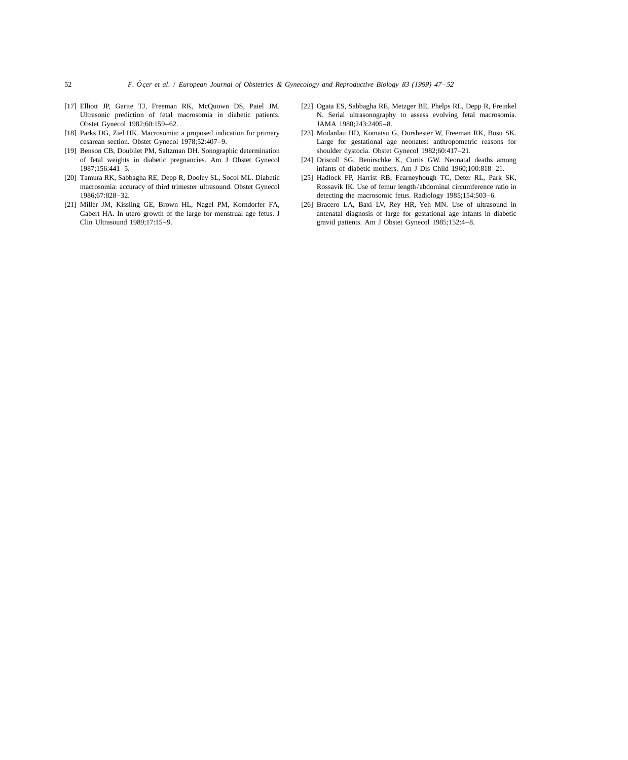[17] Elliott JP, Garite TJ, Freeman RK, McQuown DS, Patel JM. Ultrasonic prediction of fetal macrosomia in diabetic patients. Obstet Gynecol 1982;60:159–62.

[18] Parks DG, Ziel HK. Macrosomia: a proposed indication for primary cesarean section. Obstet Gynecol 1978;52:407–9.

[19] Benson CB, Doubilet PM, Saltzman DH. Sonographic determination of fetal weights in diabetic pregnancies. Am J Obstet Gynecol 1987;156:441–5.

[20] Tamura RK, Sabbagha RE, Depp R, Dooley SL, Socol ML. Diabetic macrosomia: accuracy of third trimester ultrasound. Obstet Gynecol 1986;67:828–32.

[21] Miller JM, Kissling GE, Brown HL, Nagel PM, Korndorfer FA, Gabert HA. In utero growth of the large for menstrual age fetus. J Clin Ultrasound 1989;17:15–9.

[22] Ogata ES, Sabbagha RE, Metzger BE, Phelps RL, Depp R, Freinkel N. Serial ultrasonography to assess evolving fetal macrosomia. JAMA 1980;243:2405–8.

[23] Modanlau HD, Komatsu G, Dorshester W, Freeman RK, Bosu SK. Large for gestational age neonates: anthropometric reasons for shoulder dystocia. Obstet Gynecol 1982;60:417–21.

[24] Driscoll SG, Benirschke K, Curtis GW. Neonatal deaths among infants of diabetic mothers. Am J Dis Child 1960;100:818–21.

[25] Hadlock FP, Harrist RB, Fearneyhough TC, Deter RL, Park SK, Rossavik IK. Use of femur length/abdominal circumference ratio in detecting the macrosomic fetus. Radiology 1985;154:503–6.

[26] Bracero LA, Baxi LV, Rey HR, Yeh MN. Use of ultrasound in antenatal diagnosis of large for gestational age infants in diabetic gravid patients. Am J Obstet Gynecol 1985;152:4–8.